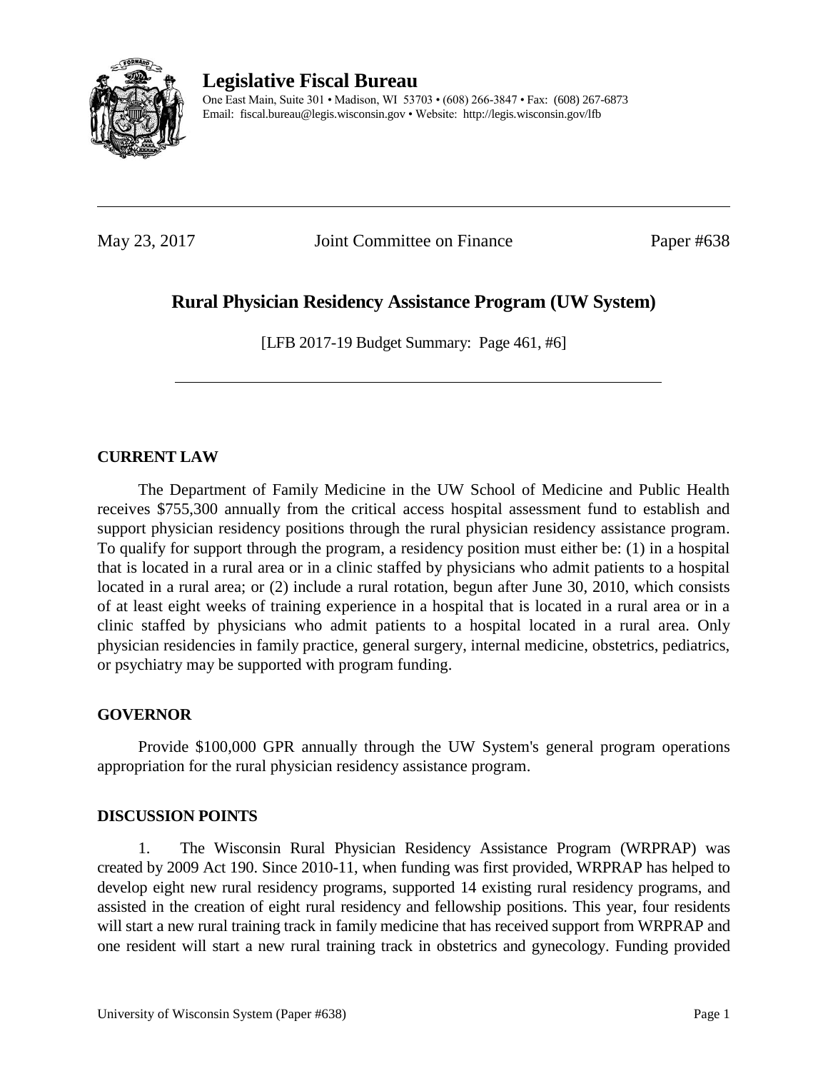# Legislative Fiscal Bureau

One East Main, Suite 301 • Madison, WI 53703 • (608) 266-3847 • Fax: (608) 267-6873
Email: fiscal.bureau@legis.wisconsin.gov • Website: http://legis.wisconsin.gov/lfb

---

May 23, 2017 Joint Committee on Finance Paper #638

## Rural Physician Residency Assistance Program (UW System)

[LFB 2017-19 Budget Summary: Page 461, #6]

---

### CURRENT LAW

The Department of Family Medicine in the UW School of Medicine and Public Health receives $755,300 annually from the critical access hospital assessment fund to establish and support physician residency positions through the rural physician residency assistance program. To qualify for support through the program, a residency position must either be: (1) in a hospital that is located in a rural area or in a clinic staffed by physicians who admit patients to a hospital located in a rural area; or (2) include a rural rotation, begun after June 30, 2010, which consists of at least eight weeks of training experience in a hospital that is located in a rural area or in a clinic staffed by physicians who admit patients to a hospital located in a rural area. Only physician residencies in family practice, general surgery, internal medicine, obstetrics, pediatrics, or psychiatry may be supported with program funding.

### GOVERNOR

Provide $100,000 GPR annually through the UW System's general program operations appropriation for the rural physician residency assistance program.

### DISCUSSION POINTS

1. The Wisconsin Rural Physician Residency Assistance Program (WRPRAP) was created by 2009 Act 190. Since 2010-11, when funding was first provided, WRPRAP has helped to develop eight new rural residency programs, supported 14 existing rural residency programs, and assisted in the creation of eight rural residency and fellowship positions. This year, four residents will start a new rural training track in family medicine that has received support from WRPRAP and one resident will start a new rural training track in obstetrics and gynecology. Funding provided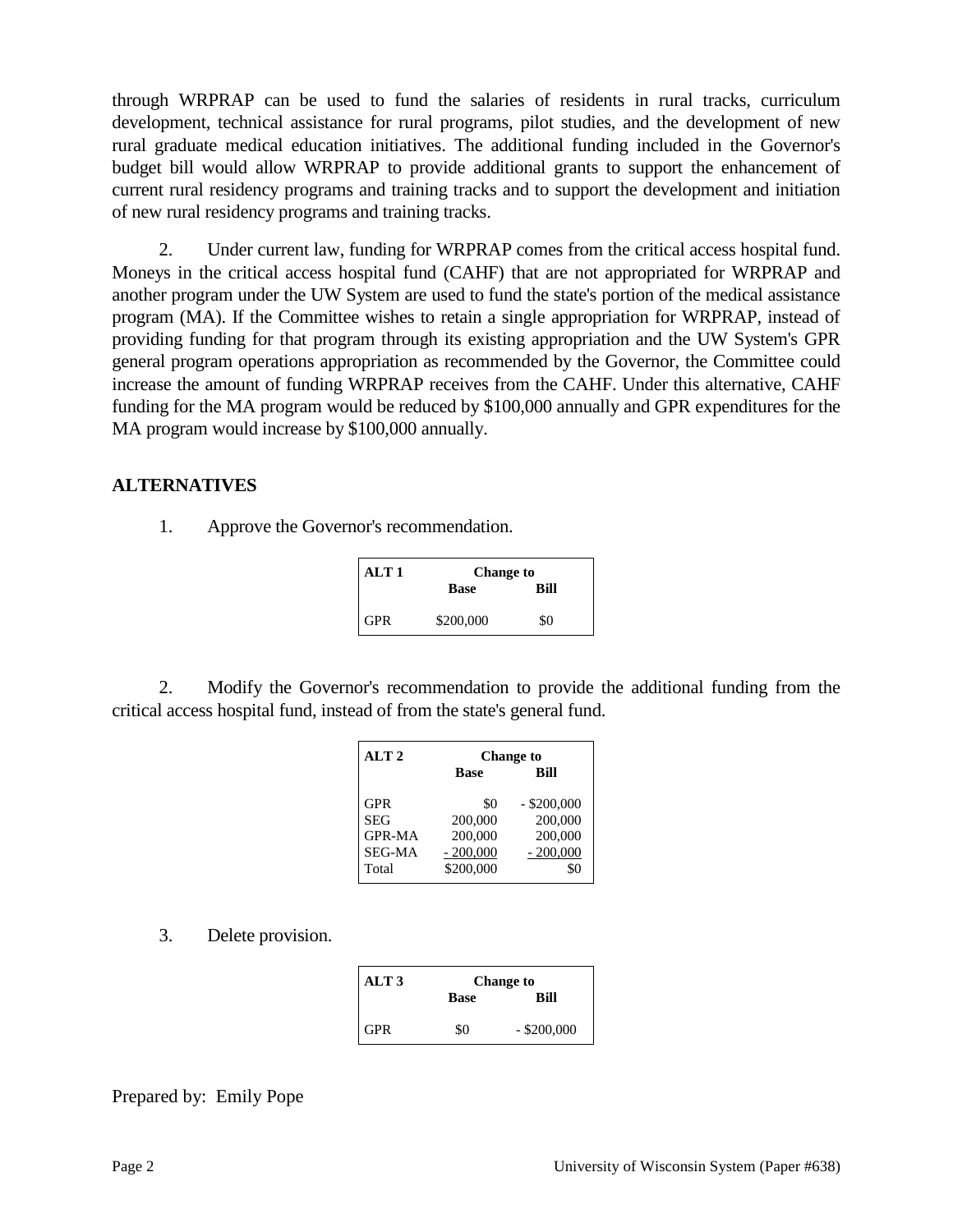through WRPRAP can be used to fund the salaries of residents in rural tracks, curriculum development, technical assistance for rural programs, pilot studies, and the development of new rural graduate medical education initiatives. The additional funding included in the Governor's budget bill would allow WRPRAP to provide additional grants to support the enhancement of current rural residency programs and training tracks and to support the development and initiation of new rural residency programs and training tracks.

2. Under current law, funding for WRPRAP comes from the critical access hospital fund. Moneys in the critical access hospital fund (CAHF) that are not appropriated for WRPRAP and another program under the UW System are used to fund the state's portion of the medical assistance program (MA). If the Committee wishes to retain a single appropriation for WRPRAP, instead of providing funding for that program through its existing appropriation and the UW System's GPR general program operations appropriation as recommended by the Governor, the Committee could increase the amount of funding WRPRAP receives from the CAHF. Under this alternative, CAHF funding for the MA program would be reduced by $100,000 annually and GPR expenditures for the MA program would increase by $100,000 annually.

## ALTERNATIVES

1. Approve the Governor's recommendation.

| ALT 1 | Change to Base | Change to Bill |
|---|---|---|
| GPR | $200,000 | $0 |

2. Modify the Governor's recommendation to provide the additional funding from the critical access hospital fund, instead of from the state's general fund.

| ALT 2 | Change to Base | Change to Bill |
|---|---|---|
| GPR | $0 | - $200,000 |
| SEG | 200,000 | 200,000 |
| GPR-MA | 200,000 | 200,000 |
| SEG-MA | - 200,000 | - 200,000 |
| Total | $200,000 | $0 |

3. Delete provision.

| ALT 3 | Change to Base | Change to Bill |
|---|---|---|
| GPR | $0 | - $200,000 |

Prepared by: Emily Pope